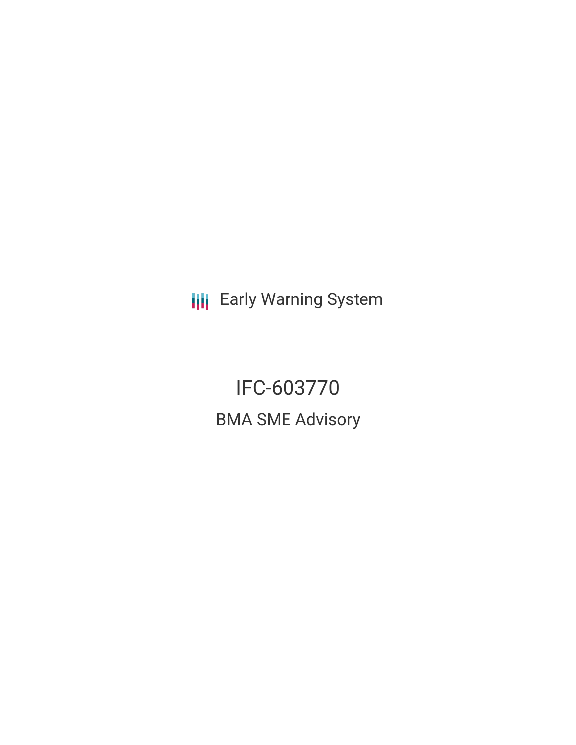Early Warning System

# IFC-603770

## BMA SME Advisory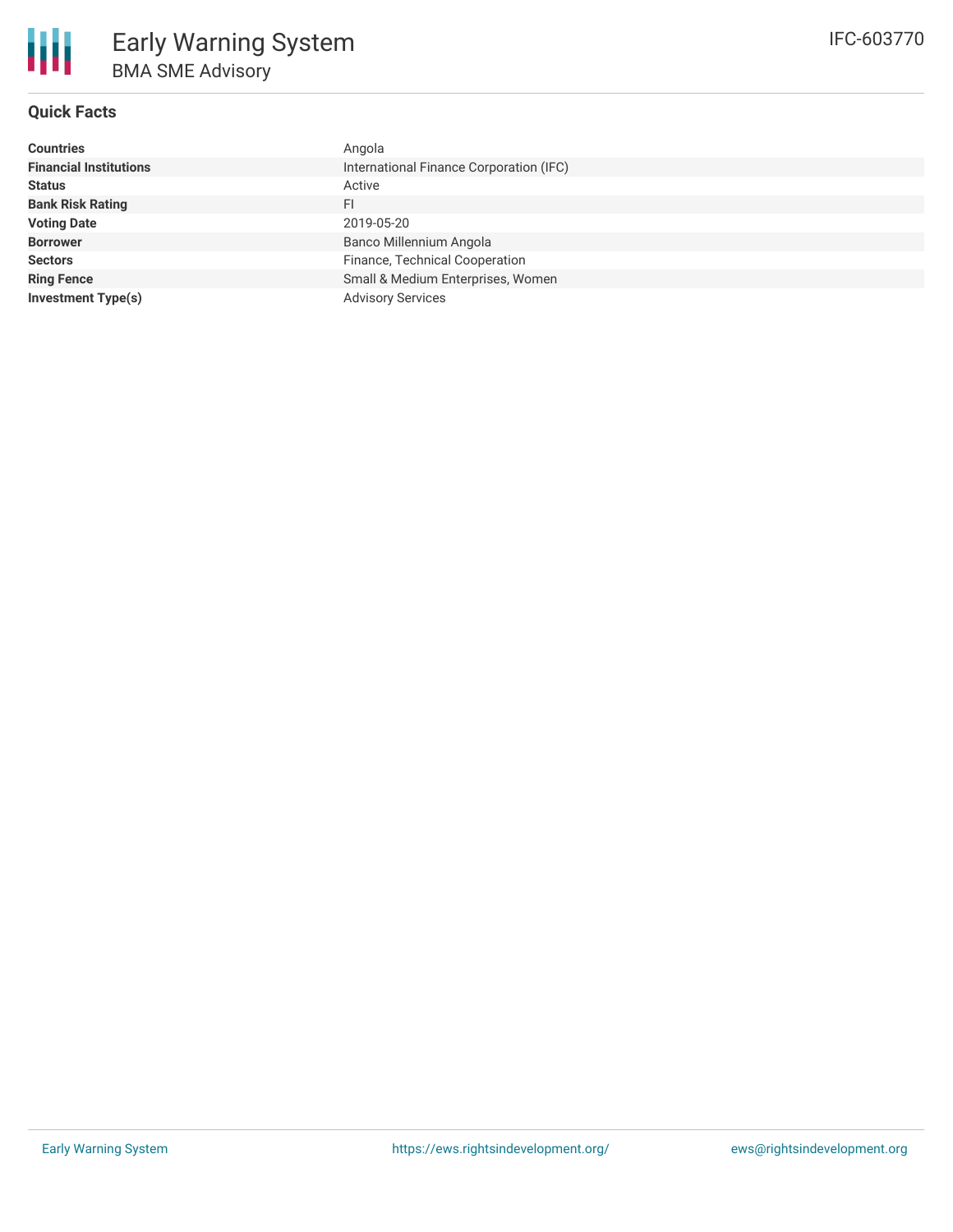# Early Warning System

## BMA SME Advisory

IFC-603770

### Quick Facts

| | |
|---|---|
| **Countries** | Angola |
| **Financial Institutions** | International Finance Corporation (IFC) |
| **Status** | Active |
| **Bank Risk Rating** | FI |
| **Voting Date** | 2019-05-20 |
| **Borrower** | Banco Millennium Angola |
| **Sectors** | Finance, Technical Cooperation |
| **Ring Fence** | Small & Medium Enterprises, Women |
| **Investment Type(s)** | Advisory Services |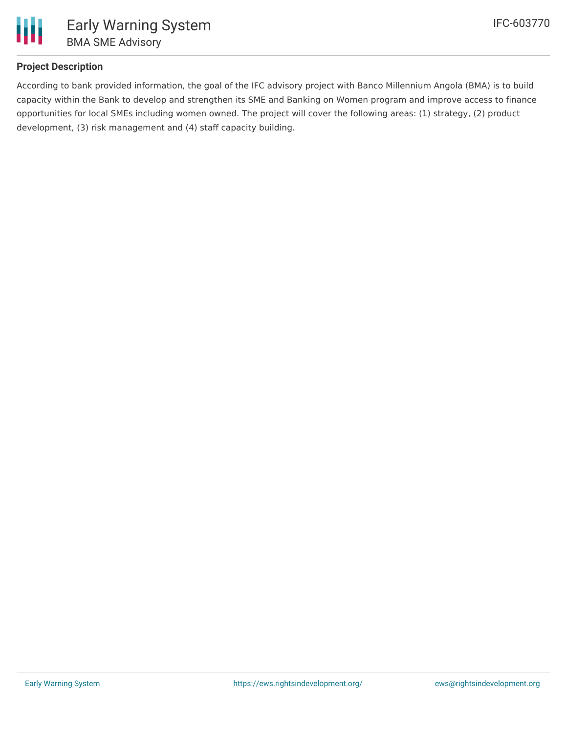## Project Description

According to bank provided information, the goal of the IFC advisory project with Banco Millennium Angola (BMA) is to build capacity within the Bank to develop and strengthen its SME and Banking on Women program and improve access to finance opportunities for local SMEs including women owned. The project will cover the following areas: (1) strategy, (2) product development, (3) risk management and (4) staff capacity building.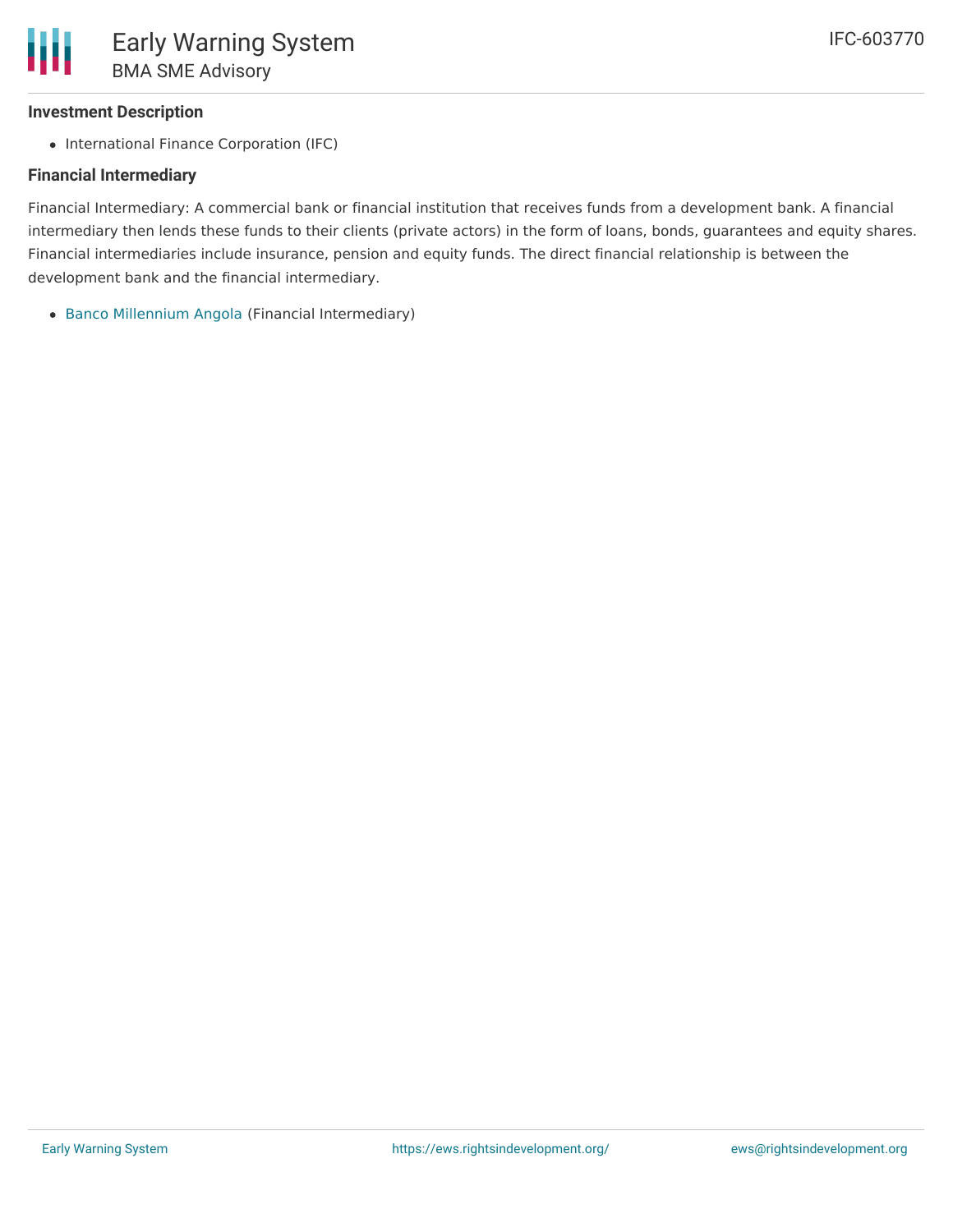### Investment Description

- International Finance Corporation (IFC)

### Financial Intermediary

Financial Intermediary: A commercial bank or financial institution that receives funds from a development bank. A financial intermediary then lends these funds to their clients (private actors) in the form of loans, bonds, guarantees and equity shares. Financial intermediaries include insurance, pension and equity funds. The direct financial relationship is between the development bank and the financial intermediary.

- Banco Millennium Angola (Financial Intermediary)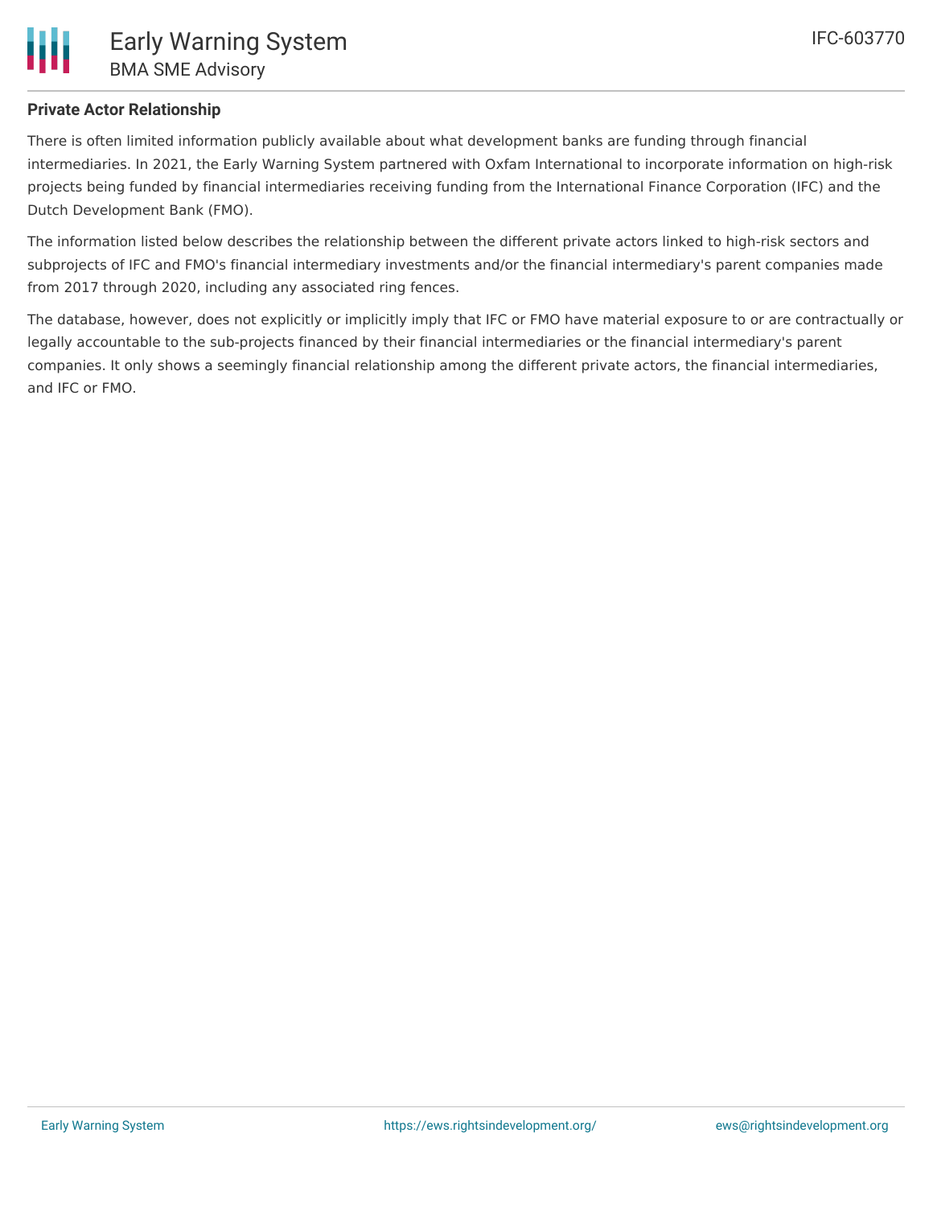## Private Actor Relationship

There is often limited information publicly available about what development banks are funding through financial intermediaries. In 2021, the Early Warning System partnered with Oxfam International to incorporate information on high-risk projects being funded by financial intermediaries receiving funding from the International Finance Corporation (IFC) and the Dutch Development Bank (FMO).

The information listed below describes the relationship between the different private actors linked to high-risk sectors and subprojects of IFC and FMO's financial intermediary investments and/or the financial intermediary's parent companies made from 2017 through 2020, including any associated ring fences.

The database, however, does not explicitly or implicitly imply that IFC or FMO have material exposure to or are contractually or legally accountable to the sub-projects financed by their financial intermediaries or the financial intermediary's parent companies. It only shows a seemingly financial relationship among the different private actors, the financial intermediaries, and IFC or FMO.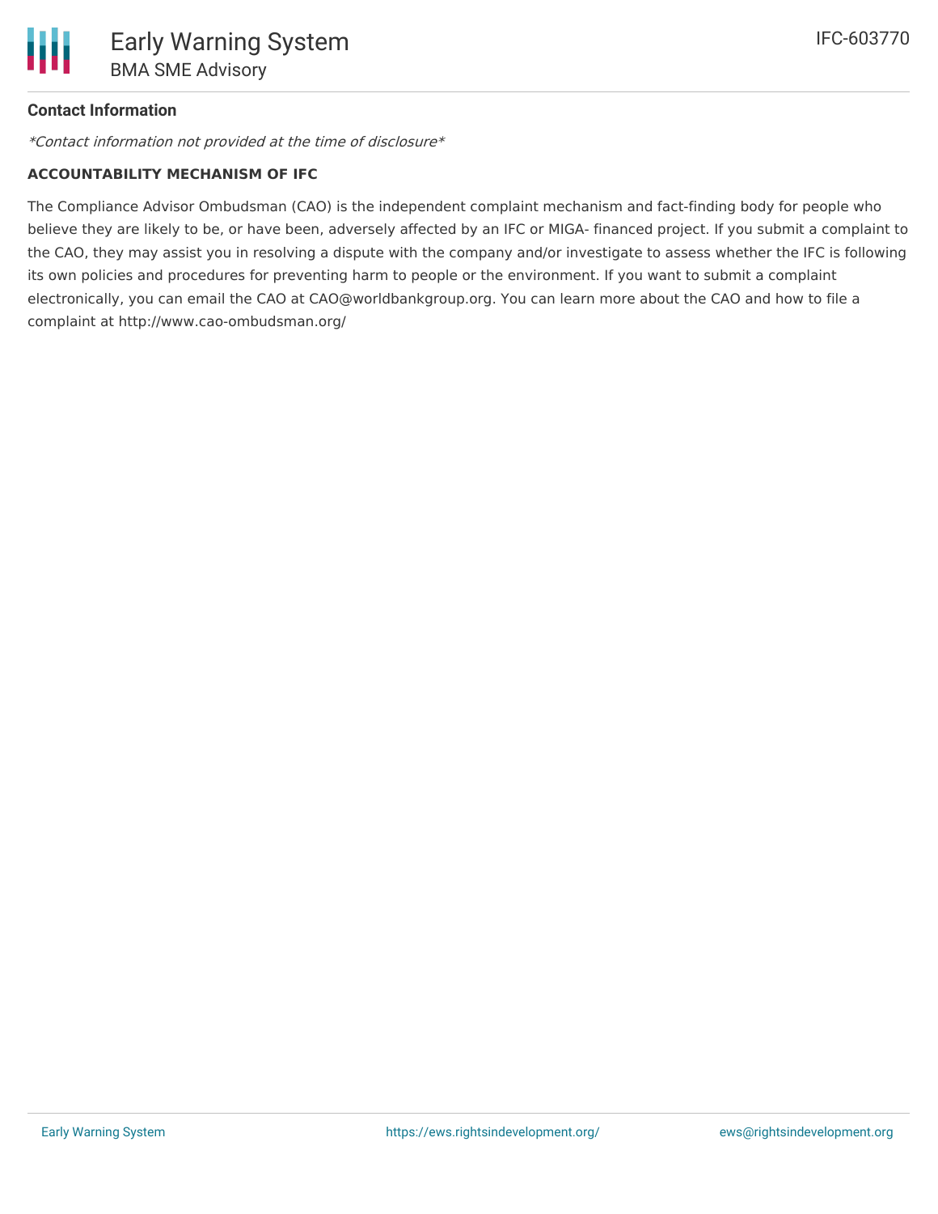## Contact Information

*Contact information not provided at the time of disclosure*

**ACCOUNTABILITY MECHANISM OF IFC**

The Compliance Advisor Ombudsman (CAO) is the independent complaint mechanism and fact-finding body for people who believe they are likely to be, or have been, adversely affected by an IFC or MIGA- financed project. If you submit a complaint to the CAO, they may assist you in resolving a dispute with the company and/or investigate to assess whether the IFC is following its own policies and procedures for preventing harm to people or the environment. If you want to submit a complaint electronically, you can email the CAO at CAO@worldbankgroup.org. You can learn more about the CAO and how to file a complaint at http://www.cao-ombudsman.org/